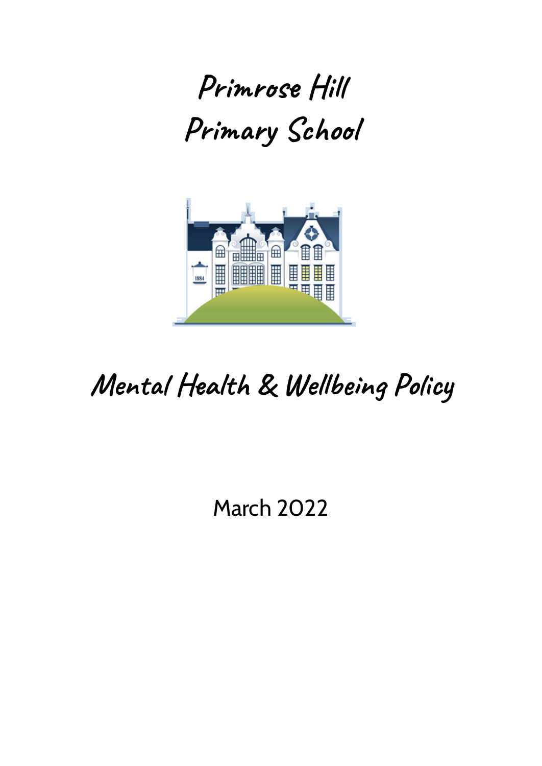# Primrose Hill Primary School

# Mental Health & Wellbeing Policy

March 2022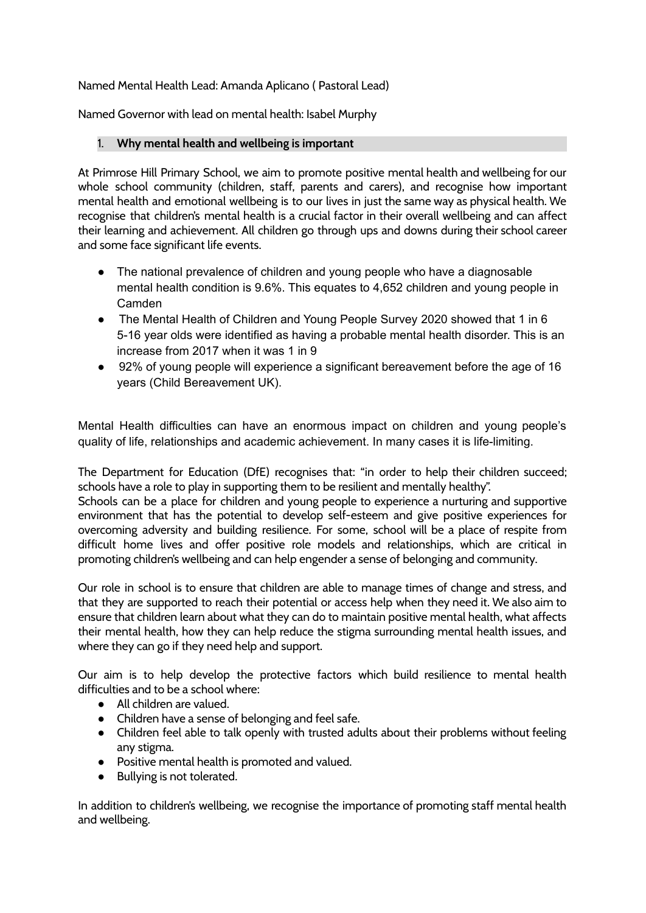Named Mental Health Lead: Amanda Aplicano ( Pastoral Lead)

Named Governor with lead on mental health: Isabel Murphy

## 1. Why mental health and wellbeing is important

At Primrose Hill Primary School, we aim to promote positive mental health and wellbeing for our whole school community (children, staff, parents and carers), and recognise how important mental health and emotional wellbeing is to our lives in just the same way as physical health. We recognise that children's mental health is a crucial factor in their overall wellbeing and can affect their learning and achievement. All children go through ups and downs during their school career and some face significant life events.

- The national prevalence of children and young people who have a diagnosable mental health condition is 9.6%. This equates to 4,652 children and young people in Camden
- The Mental Health of Children and Young People Survey 2020 showed that 1 in 6 5-16 year olds were identified as having a probable mental health disorder. This is an increase from 2017 when it was 1 in 9
- 92% of young people will experience a significant bereavement before the age of 16 years (Child Bereavement UK).

Mental Health difficulties can have an enormous impact on children and young people's quality of life, relationships and academic achievement. In many cases it is life-limiting.

The Department for Education (DfE) recognises that: "in order to help their children succeed; schools have a role to play in supporting them to be resilient and mentally healthy".
Schools can be a place for children and young people to experience a nurturing and supportive environment that has the potential to develop self-esteem and give positive experiences for overcoming adversity and building resilience. For some, school will be a place of respite from difficult home lives and offer positive role models and relationships, which are critical in promoting children's wellbeing and can help engender a sense of belonging and community.

Our role in school is to ensure that children are able to manage times of change and stress, and that they are supported to reach their potential or access help when they need it. We also aim to ensure that children learn about what they can do to maintain positive mental health, what affects their mental health, how they can help reduce the stigma surrounding mental health issues, and where they can go if they need help and support.

Our aim is to help develop the protective factors which build resilience to mental health difficulties and to be a school where:

- All children are valued.
- Children have a sense of belonging and feel safe.
- Children feel able to talk openly with trusted adults about their problems without feeling any stigma.
- Positive mental health is promoted and valued.
- Bullying is not tolerated.

In addition to children's wellbeing, we recognise the importance of promoting staff mental health and wellbeing.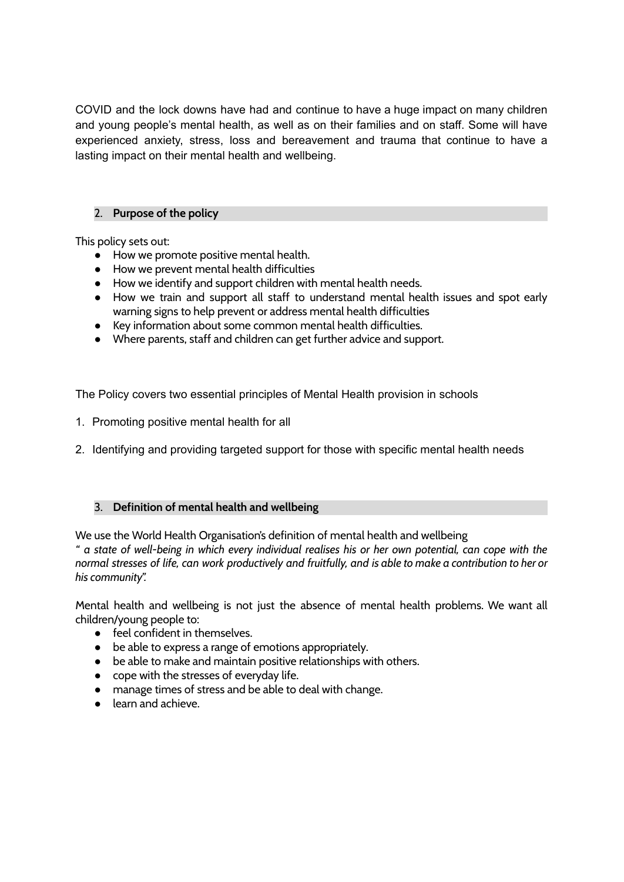COVID and the lock downs have had and continue to have a huge impact on many children and young people's mental health, as well as on their families and on staff. Some will have experienced anxiety, stress, loss and bereavement and trauma that continue to have a lasting impact on their mental health and wellbeing.

## 2. Purpose of the policy

This policy sets out:

- How we promote positive mental health.
- How we prevent mental health difficulties
- How we identify and support children with mental health needs.
- How we train and support all staff to understand mental health issues and spot early warning signs to help prevent or address mental health difficulties
- Key information about some common mental health difficulties.
- Where parents, staff and children can get further advice and support.

The Policy covers two essential principles of Mental Health provision in schools

1. Promoting positive mental health for all
2. Identifying and providing targeted support for those with specific mental health needs

## 3. Definition of mental health and wellbeing

We use the World Health Organisation's definition of mental health and wellbeing
*" a state of well-being in which every individual realises his or her own potential, can cope with the normal stresses of life, can work productively and fruitfully, and is able to make a contribution to her or his community".*

Mental health and wellbeing is not just the absence of mental health problems. We want all children/young people to:

- feel confident in themselves.
- be able to express a range of emotions appropriately.
- be able to make and maintain positive relationships with others.
- cope with the stresses of everyday life.
- manage times of stress and be able to deal with change.
- learn and achieve.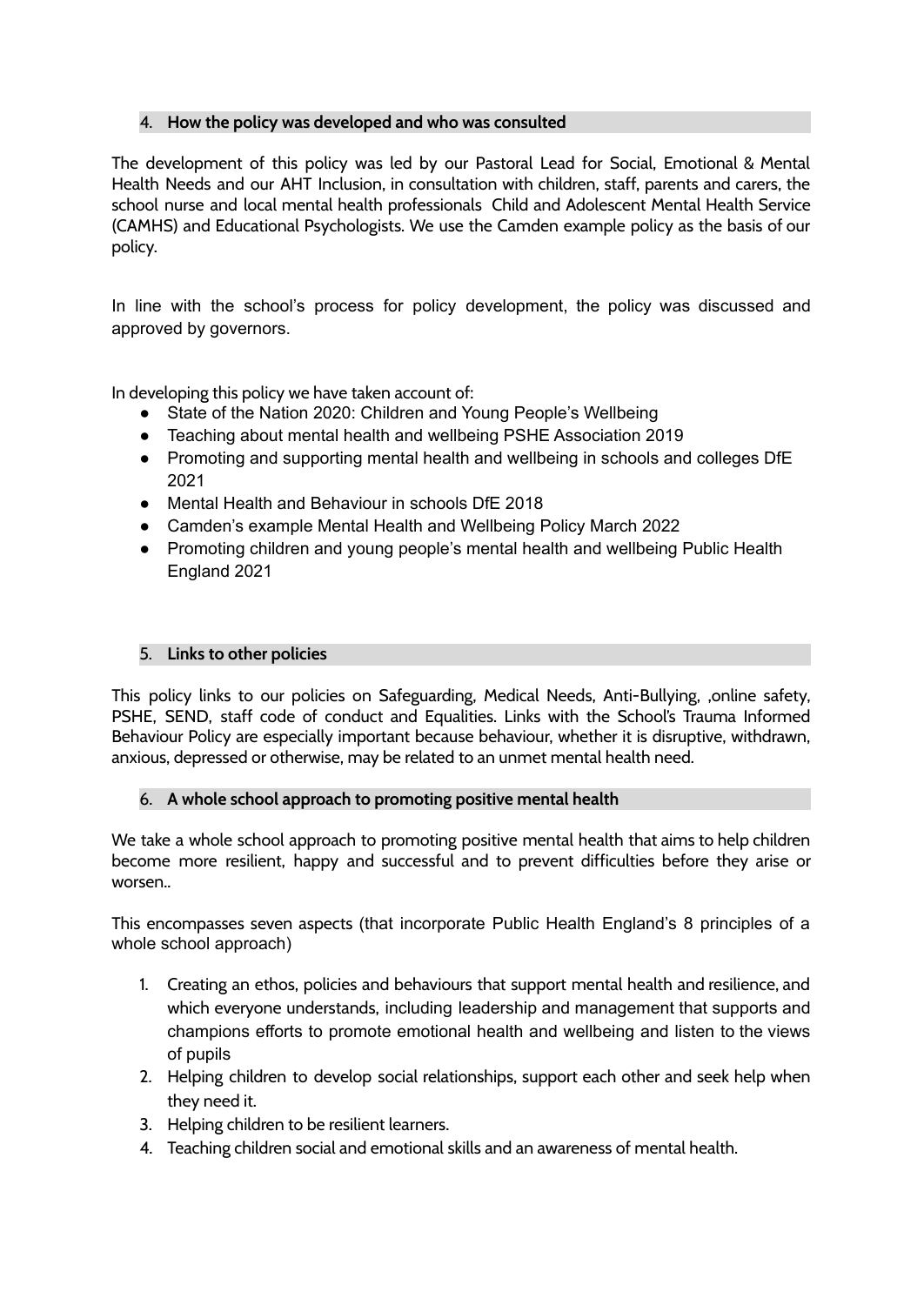## 4. How the policy was developed and who was consulted

The development of this policy was led by our Pastoral Lead for Social, Emotional & Mental Health Needs and our AHT Inclusion, in consultation with children, staff, parents and carers, the school nurse and local mental health professionals Child and Adolescent Mental Health Service (CAMHS) and Educational Psychologists. We use the Camden example policy as the basis of our policy.

In line with the school's process for policy development, the policy was discussed and approved by governors.

In developing this policy we have taken account of:

- State of the Nation 2020: Children and Young People's Wellbeing
- Teaching about mental health and wellbeing PSHE Association 2019
- Promoting and supporting mental health and wellbeing in schools and colleges DfE 2021
- Mental Health and Behaviour in schools DfE 2018
- Camden's example Mental Health and Wellbeing Policy March 2022
- Promoting children and young people's mental health and wellbeing Public Health England 2021

## 5. Links to other policies

This policy links to our policies on Safeguarding, Medical Needs, Anti-Bullying, ,online safety, PSHE, SEND, staff code of conduct and Equalities. Links with the School's Trauma Informed Behaviour Policy are especially important because behaviour, whether it is disruptive, withdrawn, anxious, depressed or otherwise, may be related to an unmet mental health need.

## 6. A whole school approach to promoting positive mental health

We take a whole school approach to promoting positive mental health that aims to help children become more resilient, happy and successful and to prevent difficulties before they arise or worsen..

This encompasses seven aspects (that incorporate Public Health England's 8 principles of a whole school approach)

1. Creating an ethos, policies and behaviours that support mental health and resilience, and which everyone understands, including leadership and management that supports and champions efforts to promote emotional health and wellbeing and listen to the views of pupils
2. Helping children to develop social relationships, support each other and seek help when they need it.
3. Helping children to be resilient learners.
4. Teaching children social and emotional skills and an awareness of mental health.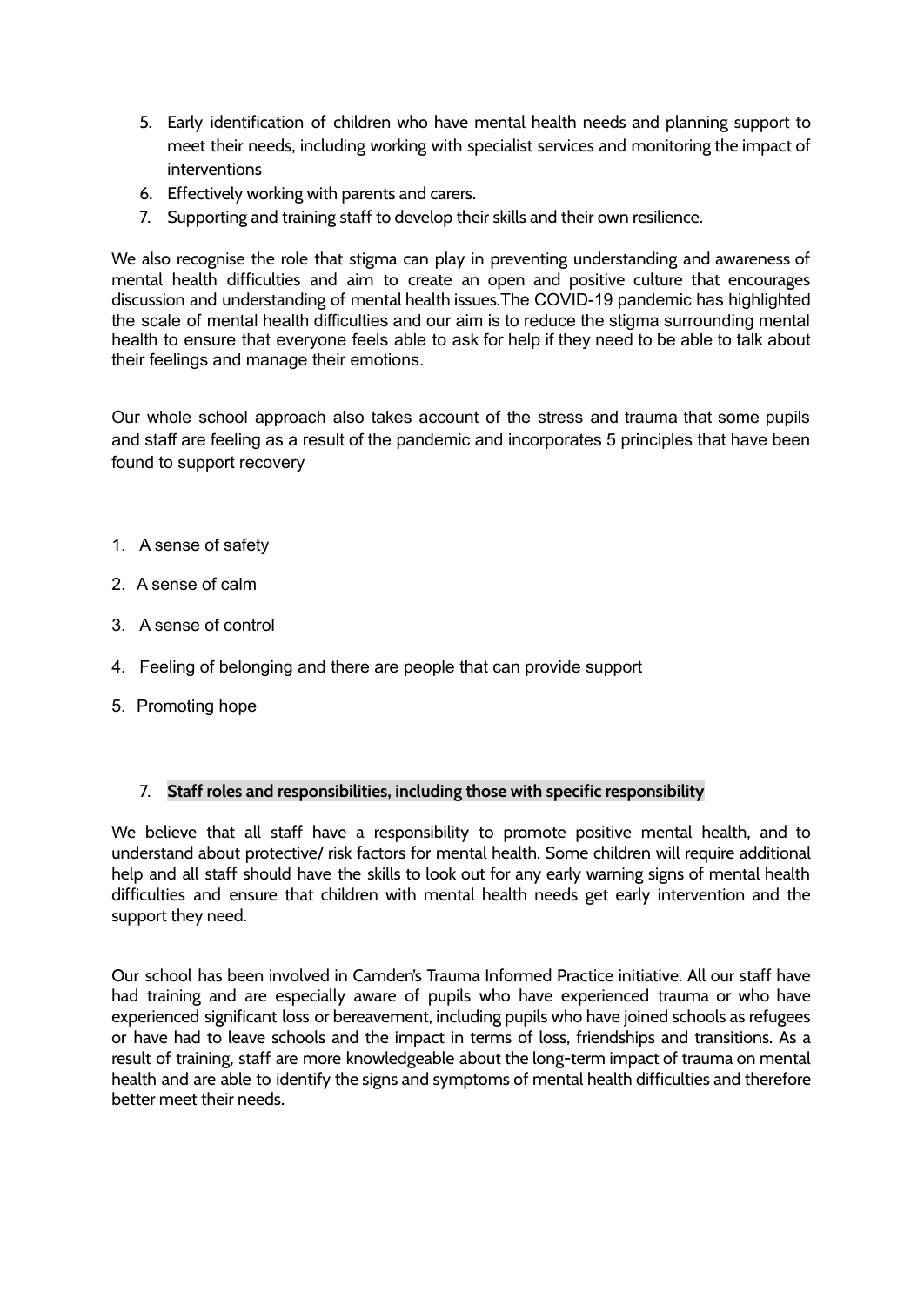5. Early identification of children who have mental health needs and planning support to meet their needs, including working with specialist services and monitoring the impact of interventions
6. Effectively working with parents and carers.
7. Supporting and training staff to develop their skills and their own resilience.

We also recognise the role that stigma can play in preventing understanding and awareness of mental health difficulties and aim to create an open and positive culture that encourages discussion and understanding of mental health issues.The COVID-19 pandemic has highlighted the scale of mental health difficulties and our aim is to reduce the stigma surrounding mental health to ensure that everyone feels able to ask for help if they need to be able to talk about their feelings and manage their emotions.

Our whole school approach also takes account of the stress and trauma that some pupils and staff are feeling as a result of the pandemic and incorporates 5 principles that have been found to support recovery

1. A sense of safety
2. A sense of calm
3. A sense of control
4. Feeling of belonging and there are people that can provide support
5. Promoting hope

## 7. Staff roles and responsibilities, including those with specific responsibility

We believe that all staff have a responsibility to promote positive mental health, and to understand about protective/ risk factors for mental health. Some children will require additional help and all staff should have the skills to look out for any early warning signs of mental health difficulties and ensure that children with mental health needs get early intervention and the support they need.

Our school has been involved in Camden's Trauma Informed Practice initiative. All our staff have had training and are especially aware of pupils who have experienced trauma or who have experienced significant loss or bereavement, including pupils who have joined schools as refugees or have had to leave schools and the impact in terms of loss, friendships and transitions. As a result of training, staff are more knowledgeable about the long-term impact of trauma on mental health and are able to identify the signs and symptoms of mental health difficulties and therefore better meet their needs.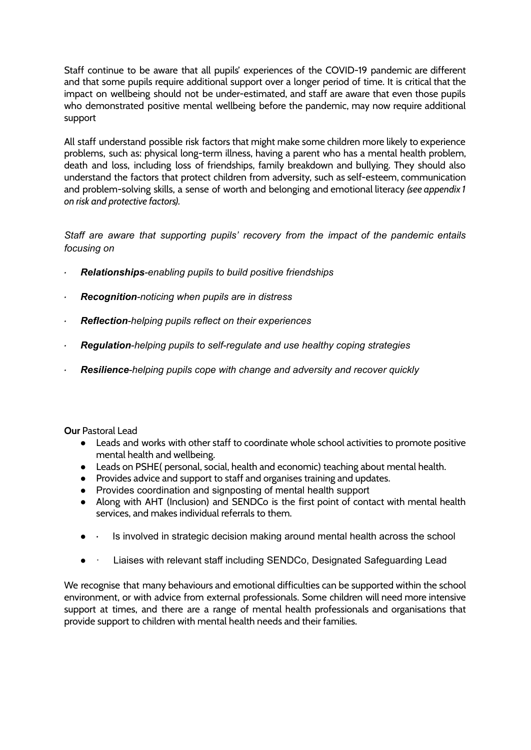Staff continue to be aware that all pupils' experiences of the COVID-19 pandemic are different and that some pupils require additional support over a longer period of time. It is critical that the impact on wellbeing should not be under-estimated, and staff are aware that even those pupils who demonstrated positive mental wellbeing before the pandemic, may now require additional support

All staff understand possible risk factors that might make some children more likely to experience problems, such as: physical long-term illness, having a parent who has a mental health problem, death and loss, including loss of friendships, family breakdown and bullying. They should also understand the factors that protect children from adversity, such as self-esteem, communication and problem-solving skills, a sense of worth and belonging and emotional literacy *(see appendix 1 on risk and protective factors).*

*Staff are aware that supporting pupils' recovery from the impact of the pandemic entails focusing on*

- ***Relationships****-enabling pupils to build positive friendships*
- ***Recognition****-noticing when pupils are in distress*
- ***Reflection****-helping pupils reflect on their experiences*
- ***Regulation****-helping pupils to self-regulate and use healthy coping strategies*
- ***Resilience****-helping pupils cope with change and adversity and recover quickly*

**Our** Pastoral Lead

- Leads and works with other staff to coordinate whole school activities to promote positive mental health and wellbeing.
- Leads on PSHE( personal, social, health and economic) teaching about mental health.
- Provides advice and support to staff and organises training and updates.
- Provides coordination and signposting of mental health support
- Along with AHT (Inclusion) and SENDCo is the first point of contact with mental health services, and makes individual referrals to them.
- · Is involved in strategic decision making around mental health across the school
- · Liaises with relevant staff including SENDCo, Designated Safeguarding Lead

We recognise that many behaviours and emotional difficulties can be supported within the school environment, or with advice from external professionals. Some children will need more intensive support at times, and there are a range of mental health professionals and organisations that provide support to children with mental health needs and their families.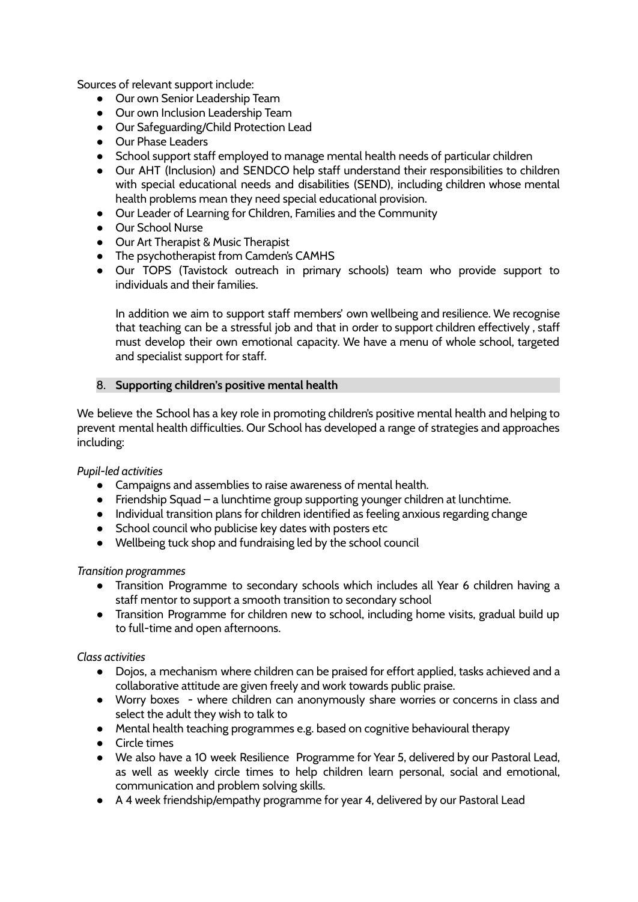Sources of relevant support include:

- Our own Senior Leadership Team
- Our own Inclusion Leadership Team
- Our Safeguarding/Child Protection Lead
- Our Phase Leaders
- School support staff employed to manage mental health needs of particular children
- Our AHT (Inclusion) and SENDCO help staff understand their responsibilities to children with special educational needs and disabilities (SEND), including children whose mental health problems mean they need special educational provision.
- Our Leader of Learning for Children, Families and the Community
- Our School Nurse
- Our Art Therapist & Music Therapist
- The psychotherapist from Camden's CAMHS
- Our TOPS (Tavistock outreach in primary schools) team who provide support to individuals and their families.

  In addition we aim to support staff members' own wellbeing and resilience. We recognise that teaching can be a stressful job and that in order to support children effectively , staff must develop their own emotional capacity. We have a menu of whole school, targeted and specialist support for staff.

## 8. **Supporting children's positive mental health**

We believe the School has a key role in promoting children's positive mental health and helping to prevent mental health difficulties. Our School has developed a range of strategies and approaches including:

*Pupil-led activities*

- Campaigns and assemblies to raise awareness of mental health.
- Friendship Squad – a lunchtime group supporting younger children at lunchtime.
- Individual transition plans for children identified as feeling anxious regarding change
- School council who publicise key dates with posters etc
- Wellbeing tuck shop and fundraising led by the school council

*Transition programmes*

- Transition Programme to secondary schools which includes all Year 6 children having a staff mentor to support a smooth transition to secondary school
- Transition Programme for children new to school, including home visits, gradual build up to full-time and open afternoons.

*Class activities*

- Dojos, a mechanism where children can be praised for effort applied, tasks achieved and a collaborative attitude are given freely and work towards public praise.
- Worry boxes - where children can anonymously share worries or concerns in class and select the adult they wish to talk to
- Mental health teaching programmes e.g. based on cognitive behavioural therapy
- Circle times
- We also have a 10 week Resilience Programme for Year 5, delivered by our Pastoral Lead, as well as weekly circle times to help children learn personal, social and emotional, communication and problem solving skills.
- A 4 week friendship/empathy programme for year 4, delivered by our Pastoral Lead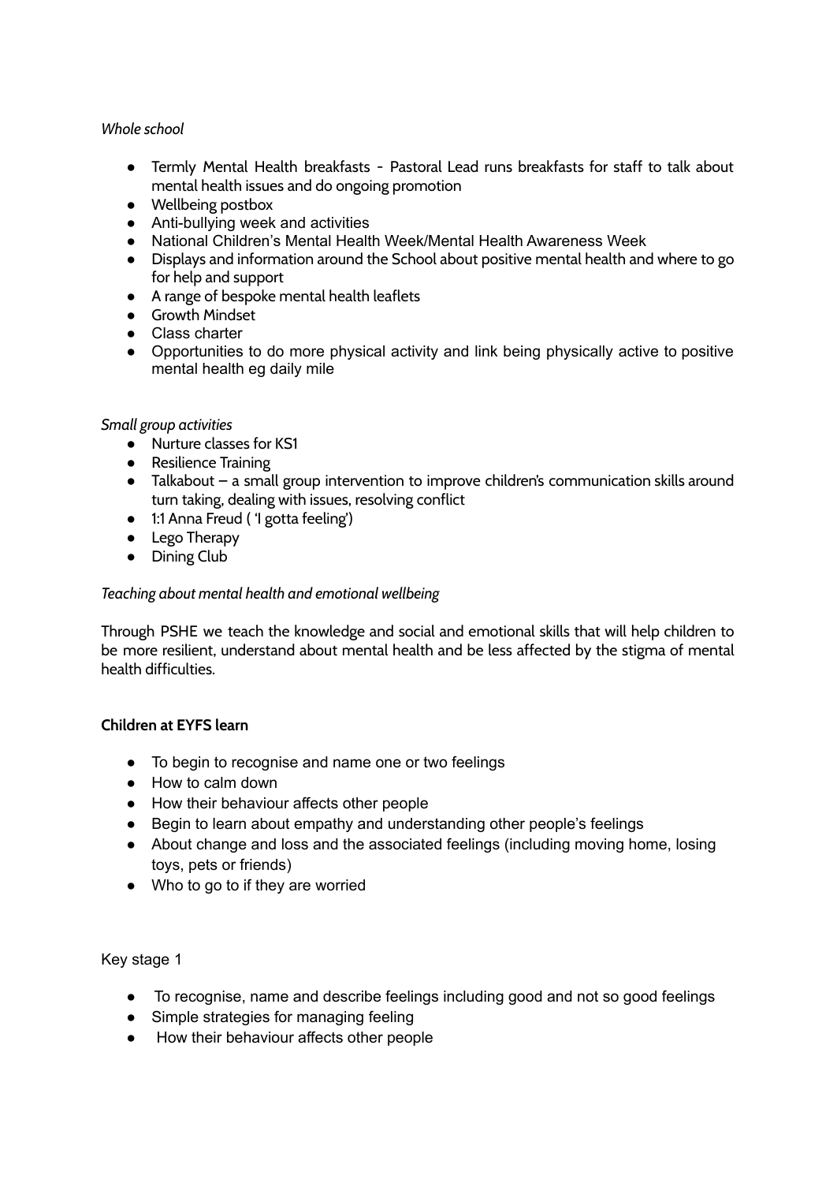*Whole school*

- Termly Mental Health breakfasts - Pastoral Lead runs breakfasts for staff to talk about mental health issues and do ongoing promotion
- Wellbeing postbox
- Anti-bullying week and activities
- National Children's Mental Health Week/Mental Health Awareness Week
- Displays and information around the School about positive mental health and where to go for help and support
- A range of bespoke mental health leaflets
- Growth Mindset
- Class charter
- Opportunities to do more physical activity and link being physically active to positive mental health eg daily mile

*Small group activities*

- Nurture classes for KS1
- Resilience Training
- Talkabout – a small group intervention to improve children's communication skills around turn taking, dealing with issues, resolving conflict
- 1:1 Anna Freud ( 'I gotta feeling')
- Lego Therapy
- Dining Club

*Teaching about mental health and emotional wellbeing*

Through PSHE we teach the knowledge and social and emotional skills that will help children to be more resilient, understand about mental health and be less affected by the stigma of mental health difficulties.

**Children at EYFS learn**

- To begin to recognise and name one or two feelings
- How to calm down
- How their behaviour affects other people
- Begin to learn about empathy and understanding other people's feelings
- About change and loss and the associated feelings (including moving home, losing toys, pets or friends)
- Who to go to if they are worried

Key stage 1

- To recognise, name and describe feelings including good and not so good feelings
- Simple strategies for managing feeling
- How their behaviour affects other people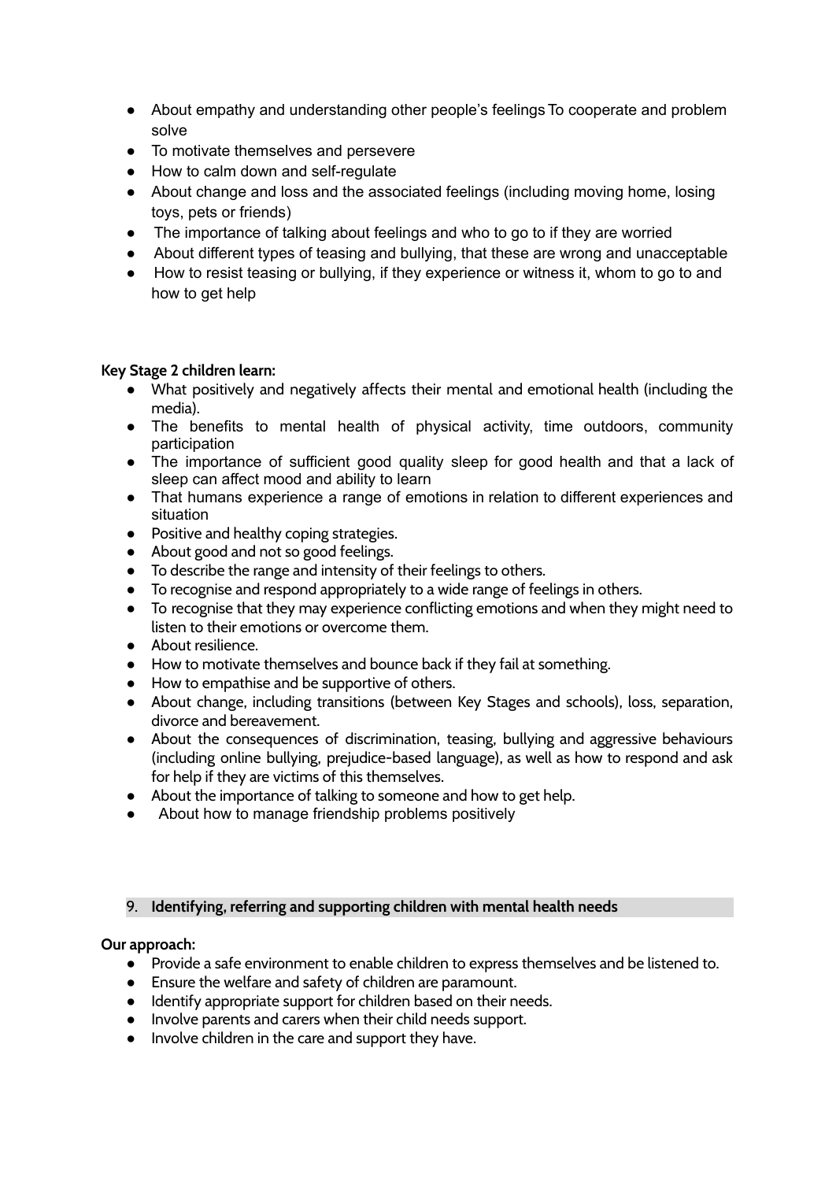- About empathy and understanding other people's feelings To cooperate and problem solve
- To motivate themselves and persevere
- How to calm down and self-regulate
- About change and loss and the associated feelings (including moving home, losing toys, pets or friends)
- The importance of talking about feelings and who to go to if they are worried
- About different types of teasing and bullying, that these are wrong and unacceptable
- How to resist teasing or bullying, if they experience or witness it, whom to go to and how to get help

**Key Stage 2 children learn:**

- What positively and negatively affects their mental and emotional health (including the media).
- The benefits to mental health of physical activity, time outdoors, community participation
- The importance of sufficient good quality sleep for good health and that a lack of sleep can affect mood and ability to learn
- That humans experience a range of emotions in relation to different experiences and situation
- Positive and healthy coping strategies.
- About good and not so good feelings.
- To describe the range and intensity of their feelings to others.
- To recognise and respond appropriately to a wide range of feelings in others.
- To recognise that they may experience conflicting emotions and when they might need to listen to their emotions or overcome them.
- About resilience.
- How to motivate themselves and bounce back if they fail at something.
- How to empathise and be supportive of others.
- About change, including transitions (between Key Stages and schools), loss, separation, divorce and bereavement.
- About the consequences of discrimination, teasing, bullying and aggressive behaviours (including online bullying, prejudice-based language), as well as how to respond and ask for help if they are victims of this themselves.
- About the importance of talking to someone and how to get help.
- About how to manage friendship problems positively

## 9. Identifying, referring and supporting children with mental health needs

**Our approach:**

- Provide a safe environment to enable children to express themselves and be listened to.
- Ensure the welfare and safety of children are paramount.
- Identify appropriate support for children based on their needs.
- Involve parents and carers when their child needs support.
- Involve children in the care and support they have.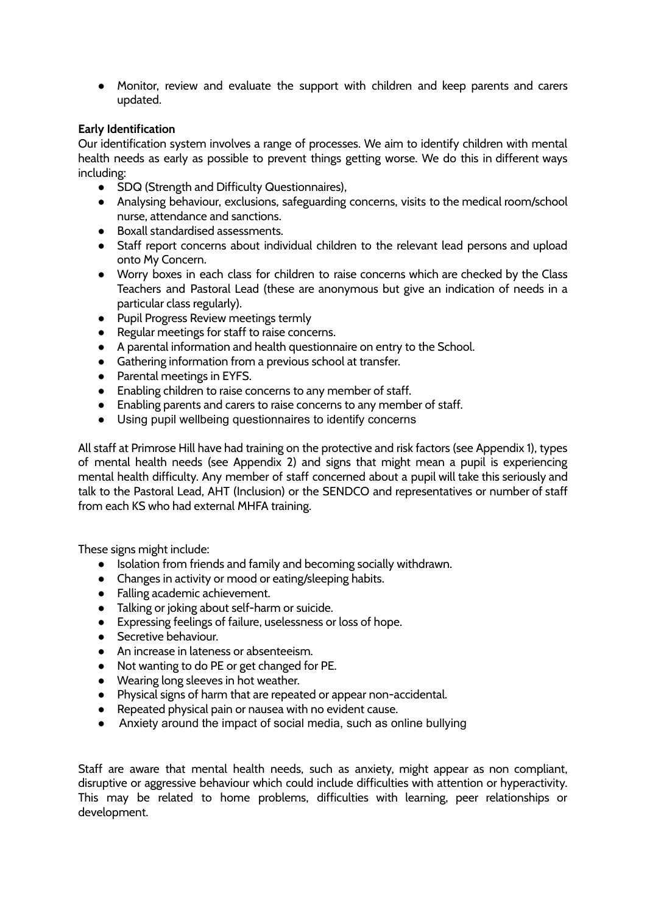- Monitor, review and evaluate the support with children and keep parents and carers updated.

**Early Identification**

Our identification system involves a range of processes. We aim to identify children with mental health needs as early as possible to prevent things getting worse. We do this in different ways including:

- SDQ (Strength and Difficulty Questionnaires),
- Analysing behaviour, exclusions, safeguarding concerns, visits to the medical room/school nurse, attendance and sanctions.
- Boxall standardised assessments.
- Staff report concerns about individual children to the relevant lead persons and upload onto My Concern.
- Worry boxes in each class for children to raise concerns which are checked by the Class Teachers and Pastoral Lead (these are anonymous but give an indication of needs in a particular class regularly).
- Pupil Progress Review meetings termly
- Regular meetings for staff to raise concerns.
- A parental information and health questionnaire on entry to the School.
- Gathering information from a previous school at transfer.
- Parental meetings in EYFS.
- Enabling children to raise concerns to any member of staff.
- Enabling parents and carers to raise concerns to any member of staff.
- Using pupil wellbeing questionnaires to identify concerns

All staff at Primrose Hill have had training on the protective and risk factors (see Appendix 1), types of mental health needs (see Appendix 2) and signs that might mean a pupil is experiencing mental health difficulty. Any member of staff concerned about a pupil will take this seriously and talk to the Pastoral Lead, AHT (Inclusion) or the SENDCO and representatives or number of staff from each KS who had external MHFA training.

These signs might include:

- Isolation from friends and family and becoming socially withdrawn.
- Changes in activity or mood or eating/sleeping habits.
- Falling academic achievement.
- Talking or joking about self-harm or suicide.
- Expressing feelings of failure, uselessness or loss of hope.
- Secretive behaviour.
- An increase in lateness or absenteeism.
- Not wanting to do PE or get changed for PE.
- Wearing long sleeves in hot weather.
- Physical signs of harm that are repeated or appear non-accidental.
- Repeated physical pain or nausea with no evident cause.
- Anxiety around the impact of social media, such as online bullying

Staff are aware that mental health needs, such as anxiety, might appear as non compliant, disruptive or aggressive behaviour which could include difficulties with attention or hyperactivity. This may be related to home problems, difficulties with learning, peer relationships or development.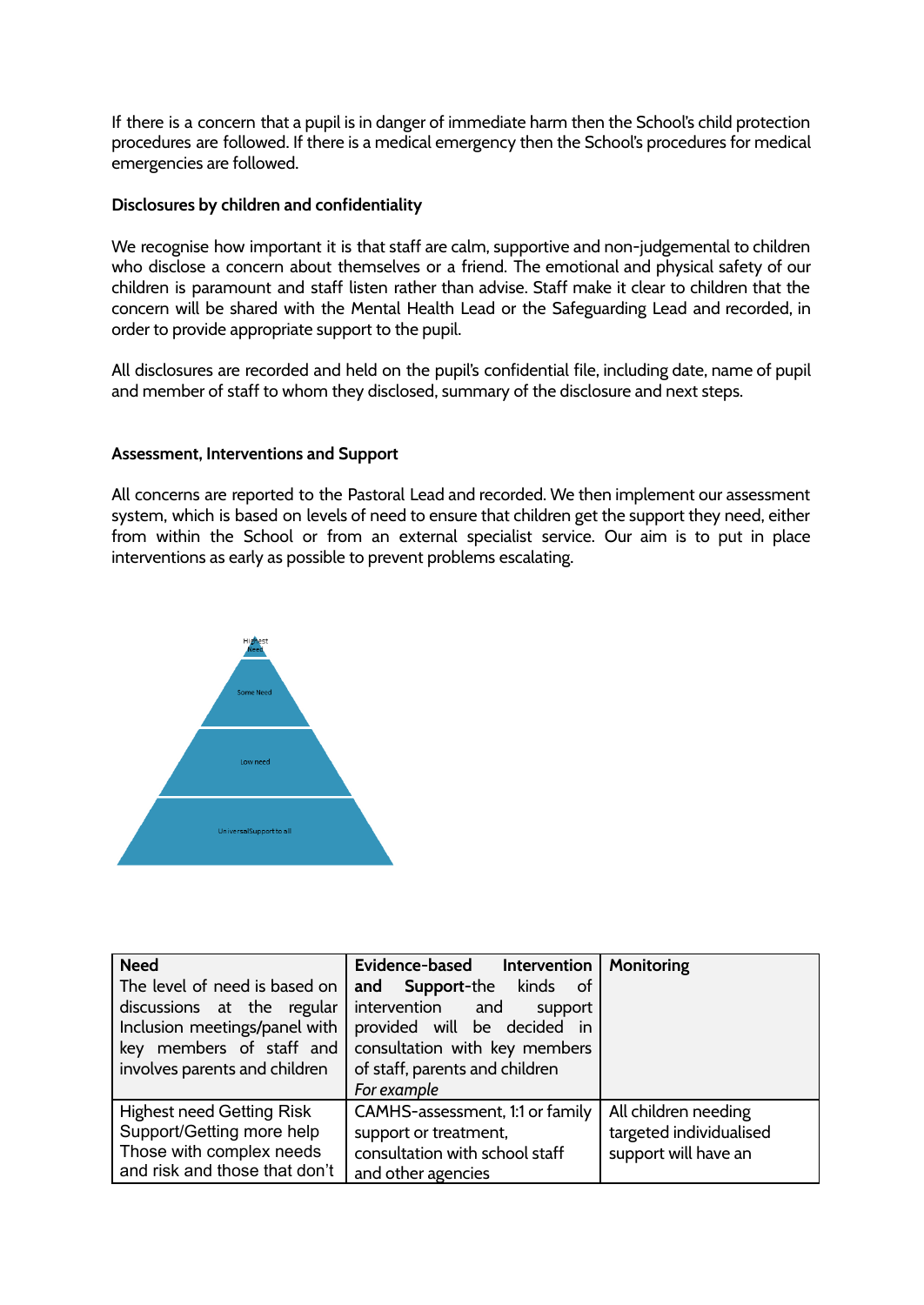If there is a concern that a pupil is in danger of immediate harm then the School's child protection procedures are followed. If there is a medical emergency then the School's procedures for medical emergencies are followed.

**Disclosures by children and confidentiality**

We recognise how important it is that staff are calm, supportive and non-judgemental to children who disclose a concern about themselves or a friend. The emotional and physical safety of our children is paramount and staff listen rather than advise. Staff make it clear to children that the concern will be shared with the Mental Health Lead or the Safeguarding Lead and recorded, in order to provide appropriate support to the pupil.

All disclosures are recorded and held on the pupil's confidential file, including date, name of pupil and member of staff to whom they disclosed, summary of the disclosure and next steps.

**Assessment, Interventions and Support**

All concerns are reported to the Pastoral Lead and recorded. We then implement our assessment system, which is based on levels of need to ensure that children get the support they need, either from within the School or from an external specialist service. Our aim is to put in place interventions as early as possible to prevent problems escalating.

Highest Need

Some Need

Low need

Universal Support to all

| **Need**<br>The level of need is based on discussions at the regular Inclusion meetings/panel with key members of staff and involves parents and children | **Evidence-based Intervention and Support**-the kinds of intervention and support provided will be decided in consultation with key members of staff, parents and children<br>*For example* | **Monitoring** |
|---|---|---|
| Highest need Getting Risk Support/Getting more help Those with complex needs and risk and those that don't | CAMHS-assessment, 1:1 or family support or treatment, consultation with school staff and other agencies | All children needing targeted individualised support will have an |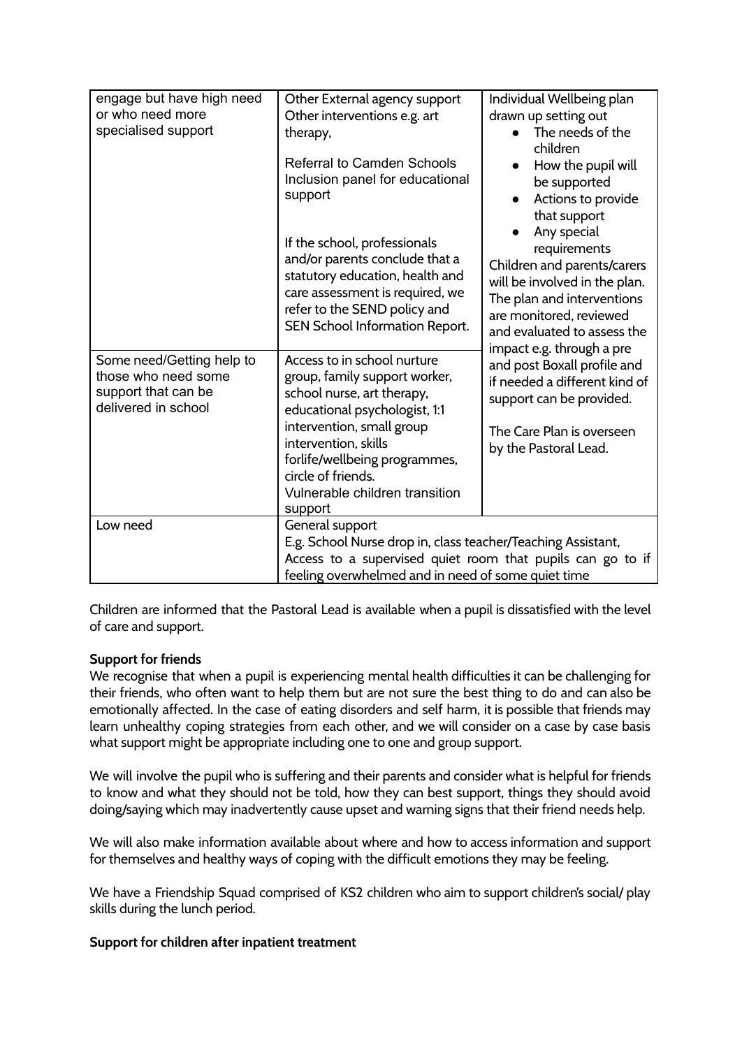| | | |
|---|---|---|
| engage but have high need or who need more specialised support | Other External agency support<br>Other interventions e.g. art therapy,<br><br>Referral to Camden Schools Inclusion panel for educational support<br><br>If the school, professionals and/or parents conclude that a statutory education, health and care assessment is required, we refer to the SEND policy and SEN School Information Report. | Individual Wellbeing plan drawn up setting out<br>• The needs of the children<br>• How the pupil will be supported<br>• Actions to provide that support<br>• Any special requirements<br>Children and parents/carers will be involved in the plan. The plan and interventions are monitored, reviewed and evaluated to assess the impact e.g. through a pre and post Boxall profile and if needed a different kind of support can be provided.<br><br>The Care Plan is overseen by the Pastoral Lead. |
| Some need/Getting help to those who need some support that can be delivered in school | Access to in school nurture group, family support worker, school nurse, art therapy, educational psychologist, 1:1 intervention, small group intervention, skills forlife/wellbeing programmes, circle of friends.<br>Vulnerable children transition support | |
| Low need | General support<br>E.g. School Nurse drop in, class teacher/Teaching Assistant, Access to a supervised quiet room that pupils can go to if feeling overwhelmed and in need of some quiet time | |

Children are informed that the Pastoral Lead is available when a pupil is dissatisfied with the level of care and support.

**Support for friends**

We recognise that when a pupil is experiencing mental health difficulties it can be challenging for their friends, who often want to help them but are not sure the best thing to do and can also be emotionally affected. In the case of eating disorders and self harm, it is possible that friends may learn unhealthy coping strategies from each other, and we will consider on a case by case basis what support might be appropriate including one to one and group support.

We will involve the pupil who is suffering and their parents and consider what is helpful for friends to know and what they should not be told, how they can best support, things they should avoid doing/saying which may inadvertently cause upset and warning signs that their friend needs help.

We will also make information available about where and how to access information and support for themselves and healthy ways of coping with the difficult emotions they may be feeling.

We have a Friendship Squad comprised of KS2 children who aim to support children's social/ play skills during the lunch period.

**Support for children after inpatient treatment**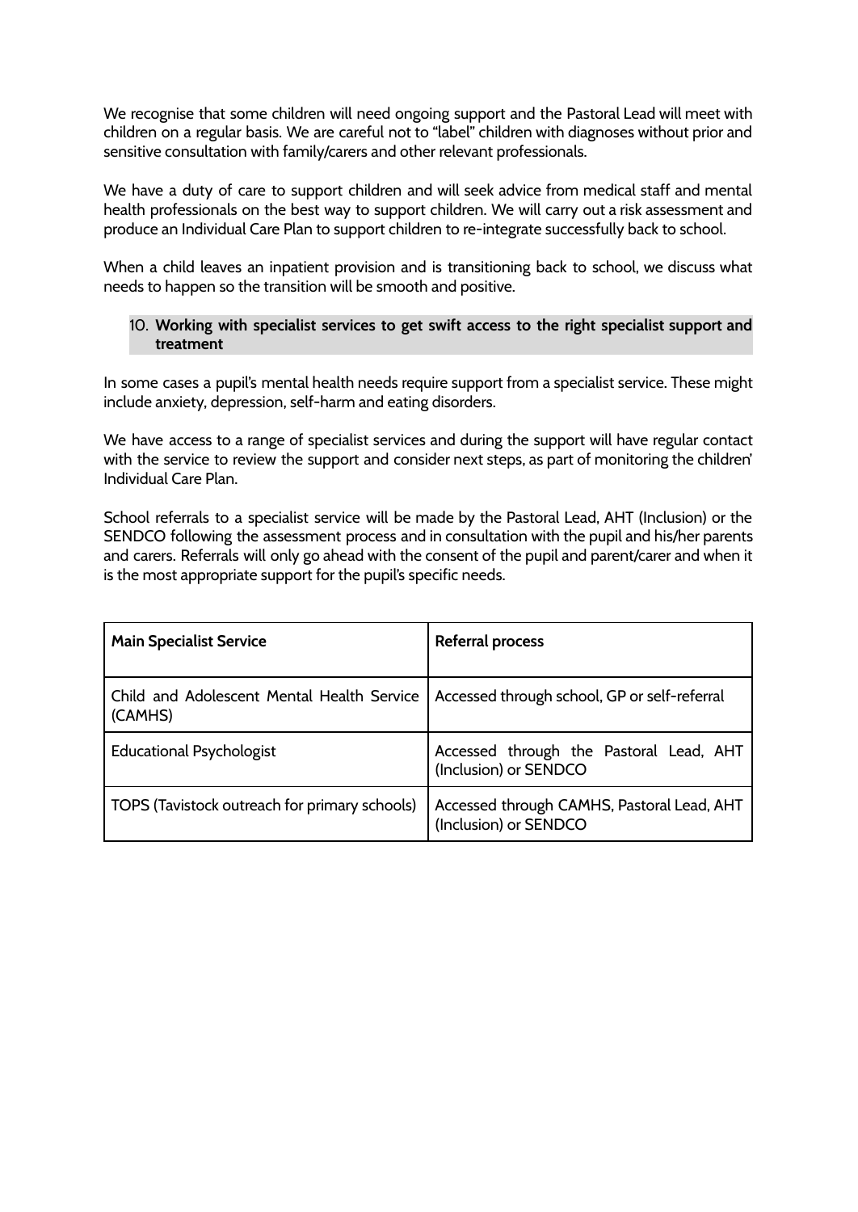We recognise that some children will need ongoing support and the Pastoral Lead will meet with children on a regular basis. We are careful not to "label" children with diagnoses without prior and sensitive consultation with family/carers and other relevant professionals.

We have a duty of care to support children and will seek advice from medical staff and mental health professionals on the best way to support children. We will carry out a risk assessment and produce an Individual Care Plan to support children to re-integrate successfully back to school.

When a child leaves an inpatient provision and is transitioning back to school, we discuss what needs to happen so the transition will be smooth and positive.

## 10. Working with specialist services to get swift access to the right specialist support and treatment

In some cases a pupil's mental health needs require support from a specialist service. These might include anxiety, depression, self-harm and eating disorders.

We have access to a range of specialist services and during the support will have regular contact with the service to review the support and consider next steps, as part of monitoring the children' Individual Care Plan.

School referrals to a specialist service will be made by the Pastoral Lead, AHT (Inclusion) or the SENDCO following the assessment process and in consultation with the pupil and his/her parents and carers. Referrals will only go ahead with the consent of the pupil and parent/carer and when it is the most appropriate support for the pupil's specific needs.

| Main Specialist Service | Referral process |
|---|---|
| Child and Adolescent Mental Health Service (CAMHS) | Accessed through school, GP or self-referral |
| Educational Psychologist | Accessed through the Pastoral Lead, AHT (Inclusion) or SENDCO |
| TOPS (Tavistock outreach for primary schools) | Accessed through CAMHS, Pastoral Lead, AHT (Inclusion) or SENDCO |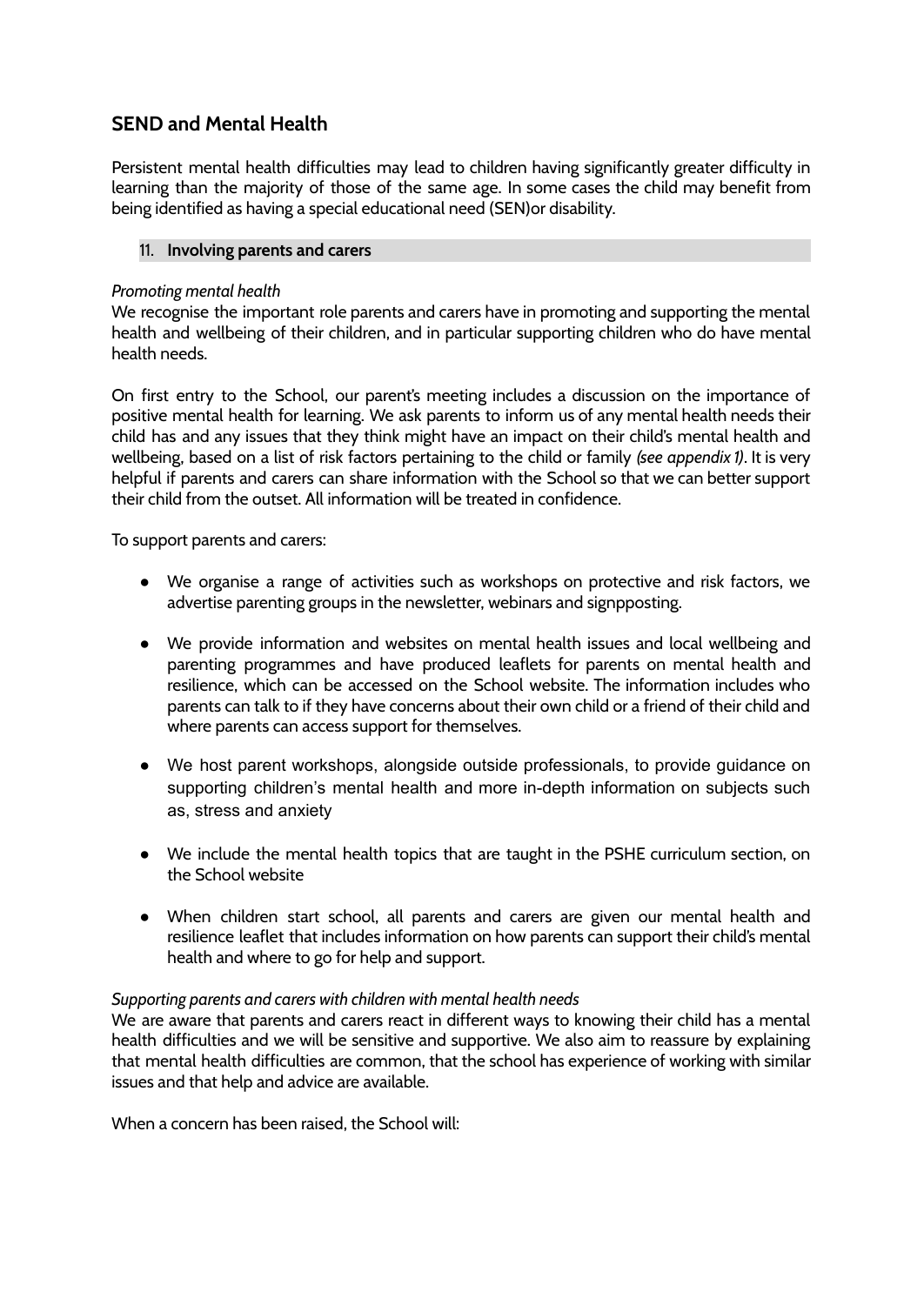## SEND and Mental Health

Persistent mental health difficulties may lead to children having significantly greater difficulty in learning than the majority of those of the same age. In some cases the child may benefit from being identified as having a special educational need (SEN)or disability.

### 11. Involving parents and carers

*Promoting mental health*

We recognise the important role parents and carers have in promoting and supporting the mental health and wellbeing of their children, and in particular supporting children who do have mental health needs.

On first entry to the School, our parent's meeting includes a discussion on the importance of positive mental health for learning. We ask parents to inform us of any mental health needs their child has and any issues that they think might have an impact on their child's mental health and wellbeing, based on a list of risk factors pertaining to the child or family *(see appendix 1)*. It is very helpful if parents and carers can share information with the School so that we can better support their child from the outset. All information will be treated in confidence.

To support parents and carers:

- We organise a range of activities such as workshops on protective and risk factors, we advertise parenting groups in the newsletter, webinars and signpposting.
- We provide information and websites on mental health issues and local wellbeing and parenting programmes and have produced leaflets for parents on mental health and resilience, which can be accessed on the School website. The information includes who parents can talk to if they have concerns about their own child or a friend of their child and where parents can access support for themselves.
- We host parent workshops, alongside outside professionals, to provide guidance on supporting children's mental health and more in-depth information on subjects such as, stress and anxiety
- We include the mental health topics that are taught in the PSHE curriculum section, on the School website
- When children start school, all parents and carers are given our mental health and resilience leaflet that includes information on how parents can support their child's mental health and where to go for help and support.

*Supporting parents and carers with children with mental health needs*

We are aware that parents and carers react in different ways to knowing their child has a mental health difficulties and we will be sensitive and supportive. We also aim to reassure by explaining that mental health difficulties are common, that the school has experience of working with similar issues and that help and advice are available.

When a concern has been raised, the School will: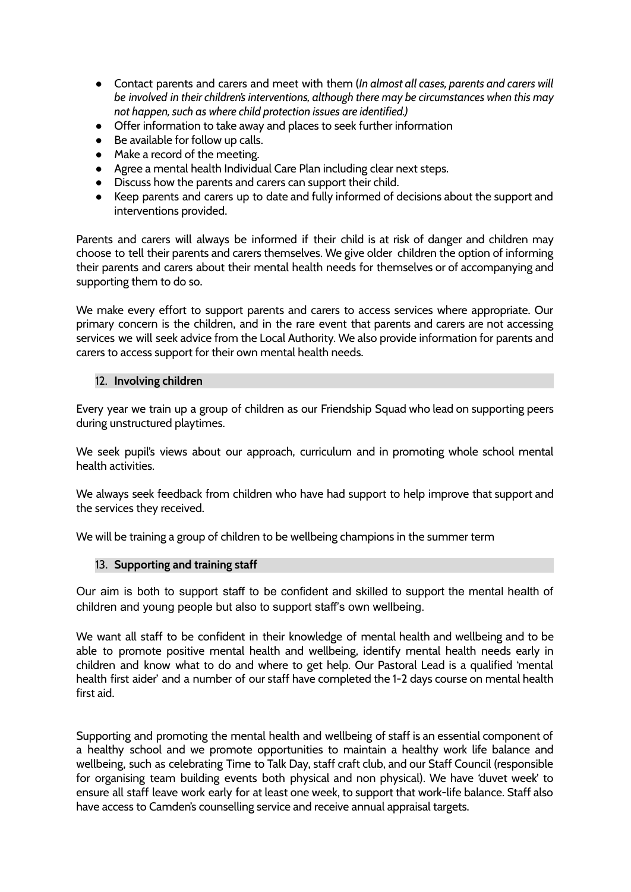- Contact parents and carers and meet with them (*In almost all cases, parents and carers will be involved in their children's interventions, although there may be circumstances when this may not happen, such as where child protection issues are identified.)*
- Offer information to take away and places to seek further information
- Be available for follow up calls.
- Make a record of the meeting.
- Agree a mental health Individual Care Plan including clear next steps.
- Discuss how the parents and carers can support their child.
- Keep parents and carers up to date and fully informed of decisions about the support and interventions provided.

Parents and carers will always be informed if their child is at risk of danger and children may choose to tell their parents and carers themselves. We give older children the option of informing their parents and carers about their mental health needs for themselves or of accompanying and supporting them to do so.

We make every effort to support parents and carers to access services where appropriate. Our primary concern is the children, and in the rare event that parents and carers are not accessing services we will seek advice from the Local Authority. We also provide information for parents and carers to access support for their own mental health needs.

## 12. Involving children

Every year we train up a group of children as our Friendship Squad who lead on supporting peers during unstructured playtimes.

We seek pupil's views about our approach, curriculum and in promoting whole school mental health activities.

We always seek feedback from children who have had support to help improve that support and the services they received.

We will be training a group of children to be wellbeing champions in the summer term

## 13. Supporting and training staff

Our aim is both to support staff to be confident and skilled to support the mental health of children and young people but also to support staff's own wellbeing.

We want all staff to be confident in their knowledge of mental health and wellbeing and to be able to promote positive mental health and wellbeing, identify mental health needs early in children and know what to do and where to get help. Our Pastoral Lead is a qualified 'mental health first aider' and a number of our staff have completed the 1-2 days course on mental health first aid.

Supporting and promoting the mental health and wellbeing of staff is an essential component of a healthy school and we promote opportunities to maintain a healthy work life balance and wellbeing, such as celebrating Time to Talk Day, staff craft club, and our Staff Council (responsible for organising team building events both physical and non physical). We have 'duvet week' to ensure all staff leave work early for at least one week, to support that work-life balance. Staff also have access to Camden's counselling service and receive annual appraisal targets.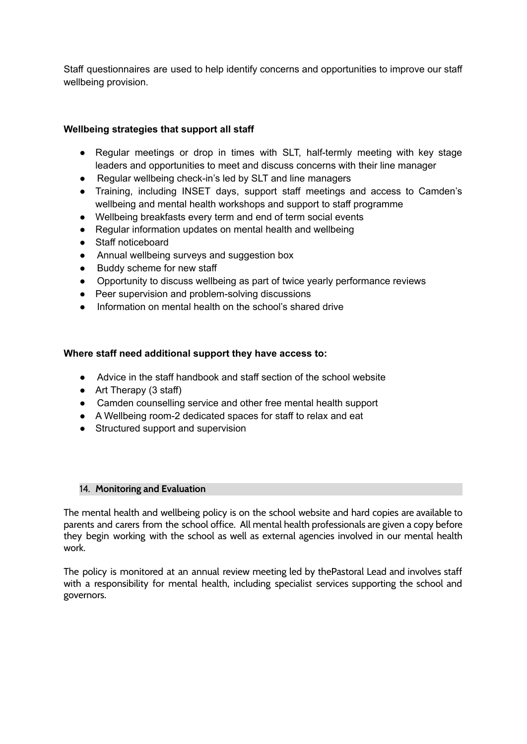Staff questionnaires are used to help identify concerns and opportunities to improve our staff wellbeing provision.

**Wellbeing strategies that support all staff**

- Regular meetings or drop in times with SLT, half-termly meeting with key stage leaders and opportunities to meet and discuss concerns with their line manager
- Regular wellbeing check-in's led by SLT and line managers
- Training, including INSET days, support staff meetings and access to Camden's wellbeing and mental health workshops and support to staff programme
- Wellbeing breakfasts every term and end of term social events
- Regular information updates on mental health and wellbeing
- Staff noticeboard
- Annual wellbeing surveys and suggestion box
- Buddy scheme for new staff
- Opportunity to discuss wellbeing as part of twice yearly performance reviews
- Peer supervision and problem-solving discussions
- Information on mental health on the school's shared drive

**Where staff need additional support they have access to:**

- Advice in the staff handbook and staff section of the school website
- Art Therapy (3 staff)
- Camden counselling service and other free mental health support
- A Wellbeing room-2 dedicated spaces for staff to relax and eat
- Structured support and supervision

## 14. Monitoring and Evaluation

The mental health and wellbeing policy is on the school website and hard copies are available to parents and carers from the school office. All mental health professionals are given a copy before they begin working with the school as well as external agencies involved in our mental health work.

The policy is monitored at an annual review meeting led by thePastoral Lead and involves staff with a responsibility for mental health, including specialist services supporting the school and governors.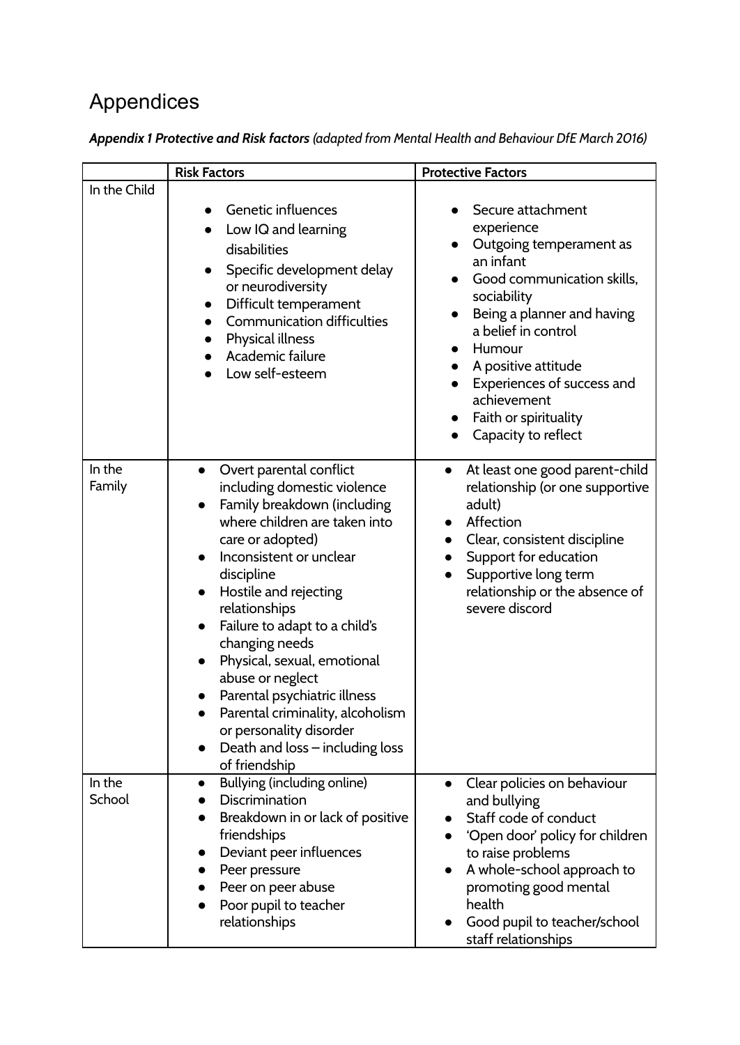# Appendices

***Appendix 1 Protective and Risk factors** (adapted from Mental Health and Behaviour DfE March 2016)*

| | **Risk Factors** | **Protective Factors** |
|---|---|---|
| In the Child | • Genetic influences<br>• Low IQ and learning disabilities<br>• Specific development delay or neurodiversity<br>• Difficult temperament<br>• Communication difficulties<br>• Physical illness<br>• Academic failure<br>• Low self-esteem | • Secure attachment experience<br>• Outgoing temperament as an infant<br>• Good communication skills, sociability<br>• Being a planner and having a belief in control<br>• Humour<br>• A positive attitude<br>• Experiences of success and achievement<br>• Faith or spirituality<br>• Capacity to reflect |
| In the Family | • Overt parental conflict including domestic violence<br>• Family breakdown (including where children are taken into care or adopted)<br>• Inconsistent or unclear discipline<br>• Hostile and rejecting relationships<br>• Failure to adapt to a child's changing needs<br>• Physical, sexual, emotional abuse or neglect<br>• Parental psychiatric illness<br>• Parental criminality, alcoholism or personality disorder<br>• Death and loss – including loss of friendship | • At least one good parent-child relationship (or one supportive adult)<br>• Affection<br>• Clear, consistent discipline<br>• Support for education<br>• Supportive long term relationship or the absence of severe discord |
| In the School | • Bullying (including online)<br>• Discrimination<br>• Breakdown in or lack of positive friendships<br>• Deviant peer influences<br>• Peer pressure<br>• Peer on peer abuse<br>• Poor pupil to teacher relationships | • Clear policies on behaviour and bullying<br>• Staff code of conduct<br>• 'Open door' policy for children to raise problems<br>• A whole-school approach to promoting good mental health<br>• Good pupil to teacher/school staff relationships |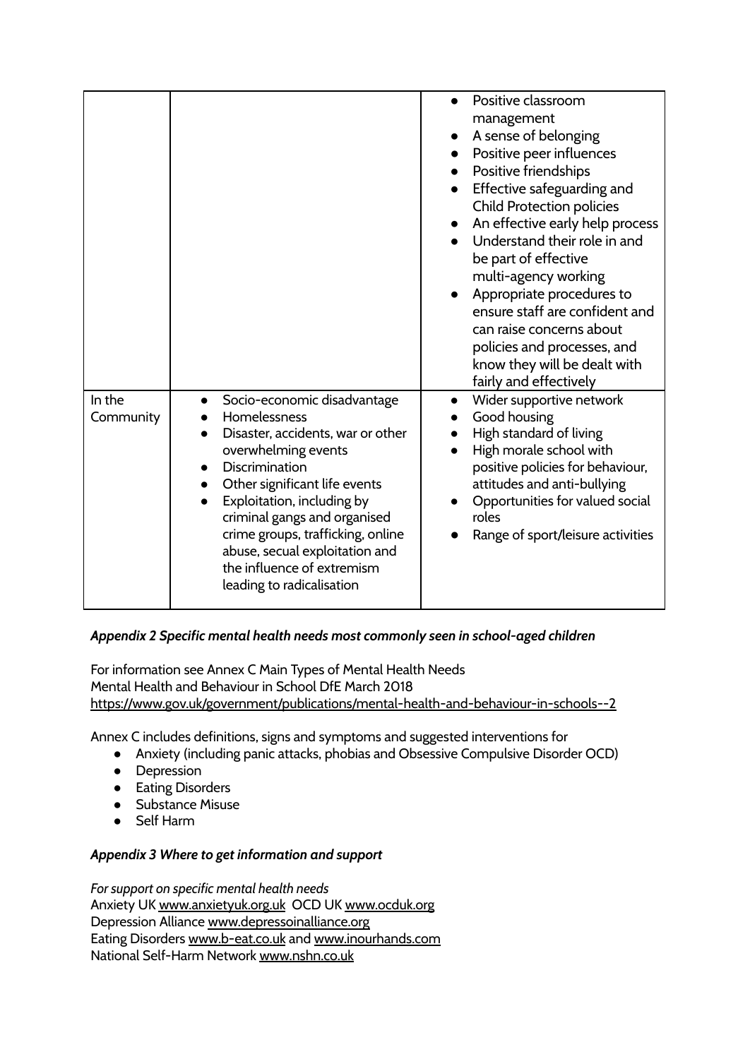| | | |
|---|---|---|
| | | • Positive classroom management<br>• A sense of belonging<br>• Positive peer influences<br>• Positive friendships<br>• Effective safeguarding and Child Protection policies<br>• An effective early help process<br>• Understand their role in and be part of effective multi-agency working<br>• Appropriate procedures to ensure staff are confident and can raise concerns about policies and processes, and know they will be dealt with fairly and effectively |
| In the Community | • Socio-economic disadvantage<br>• Homelessness<br>• Disaster, accidents, war or other overwhelming events<br>• Discrimination<br>• Other significant life events<br>• Exploitation, including by criminal gangs and organised crime groups, trafficking, online abuse, secual exploitation and the influence of extremism leading to radicalisation | • Wider supportive network<br>• Good housing<br>• High standard of living<br>• High morale school with positive policies for behaviour, attitudes and anti-bullying<br>• Opportunities for valued social roles<br>• Range of sport/leisure activities |

***Appendix 2 Specific mental health needs most commonly seen in school-aged children***

For information see Annex C Main Types of Mental Health Needs
Mental Health and Behaviour in School DfE March 2018
https://www.gov.uk/government/publications/mental-health-and-behaviour-in-schools--2

Annex C includes definitions, signs and symptoms and suggested interventions for

- Anxiety (including panic attacks, phobias and Obsessive Compulsive Disorder OCD)
- Depression
- Eating Disorders
- Substance Misuse
- Self Harm

***Appendix 3 Where to get information and support***

*For support on specific mental health needs*
Anxiety UK www.anxietyuk.org.uk OCD UK www.ocduk.org
Depression Alliance www.depressoinalliance.org
Eating Disorders www.b-eat.co.uk and www.inourhands.com
National Self-Harm Network www.nshn.co.uk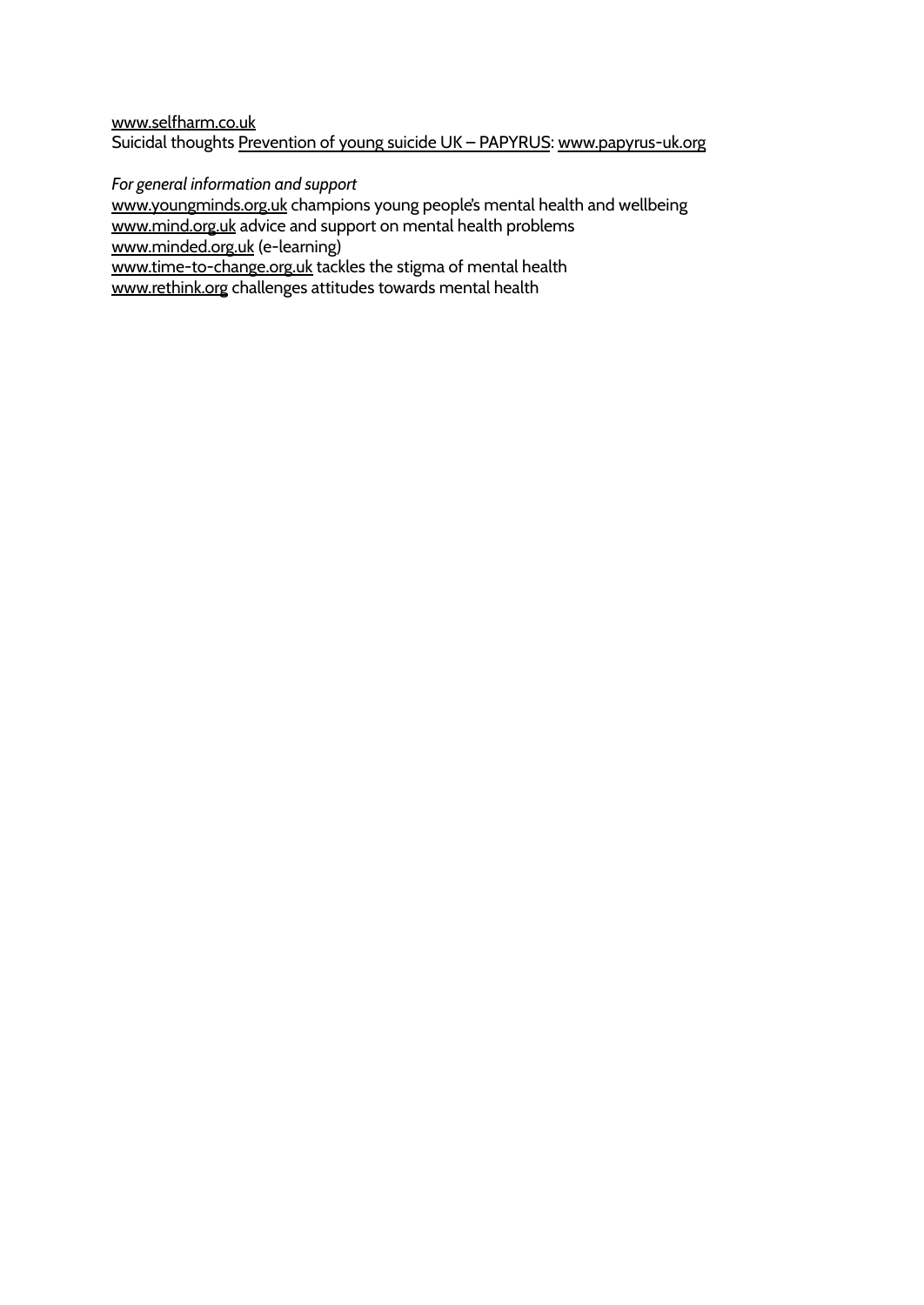www.selfharm.co.uk
Suicidal thoughts Prevention of young suicide UK – PAPYRUS: www.papyrus-uk.org

*For general information and support*
www.youngminds.org.uk champions young people's mental health and wellbeing
www.mind.org.uk advice and support on mental health problems
www.minded.org.uk (e-learning)
www.time-to-change.org.uk tackles the stigma of mental health
www.rethink.org challenges attitudes towards mental health